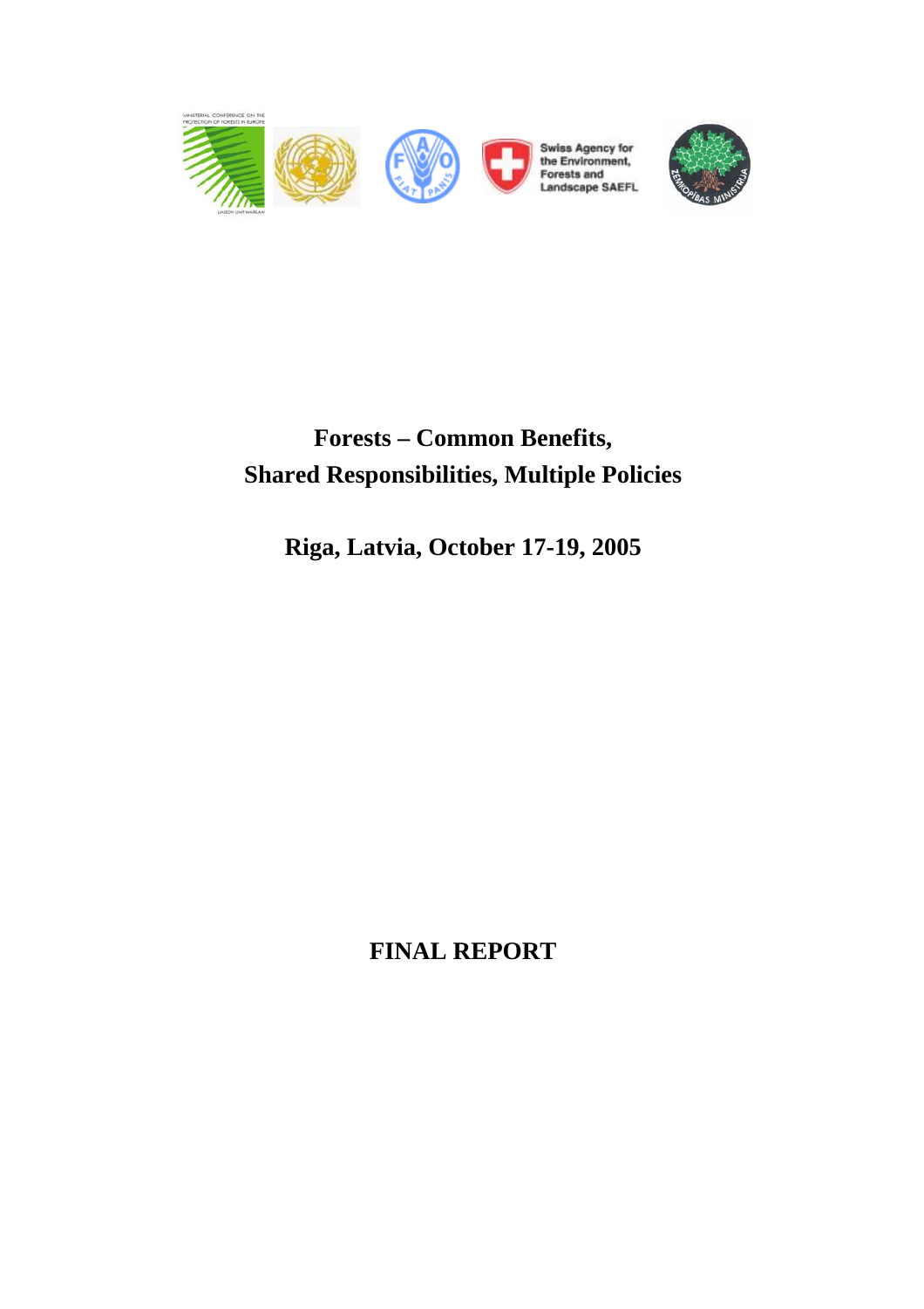# Forests – Common Benefits, Shared Responsibilities, Multiple Policies

## Riga, Latvia, October 17-19, 2005

# FINAL REPORT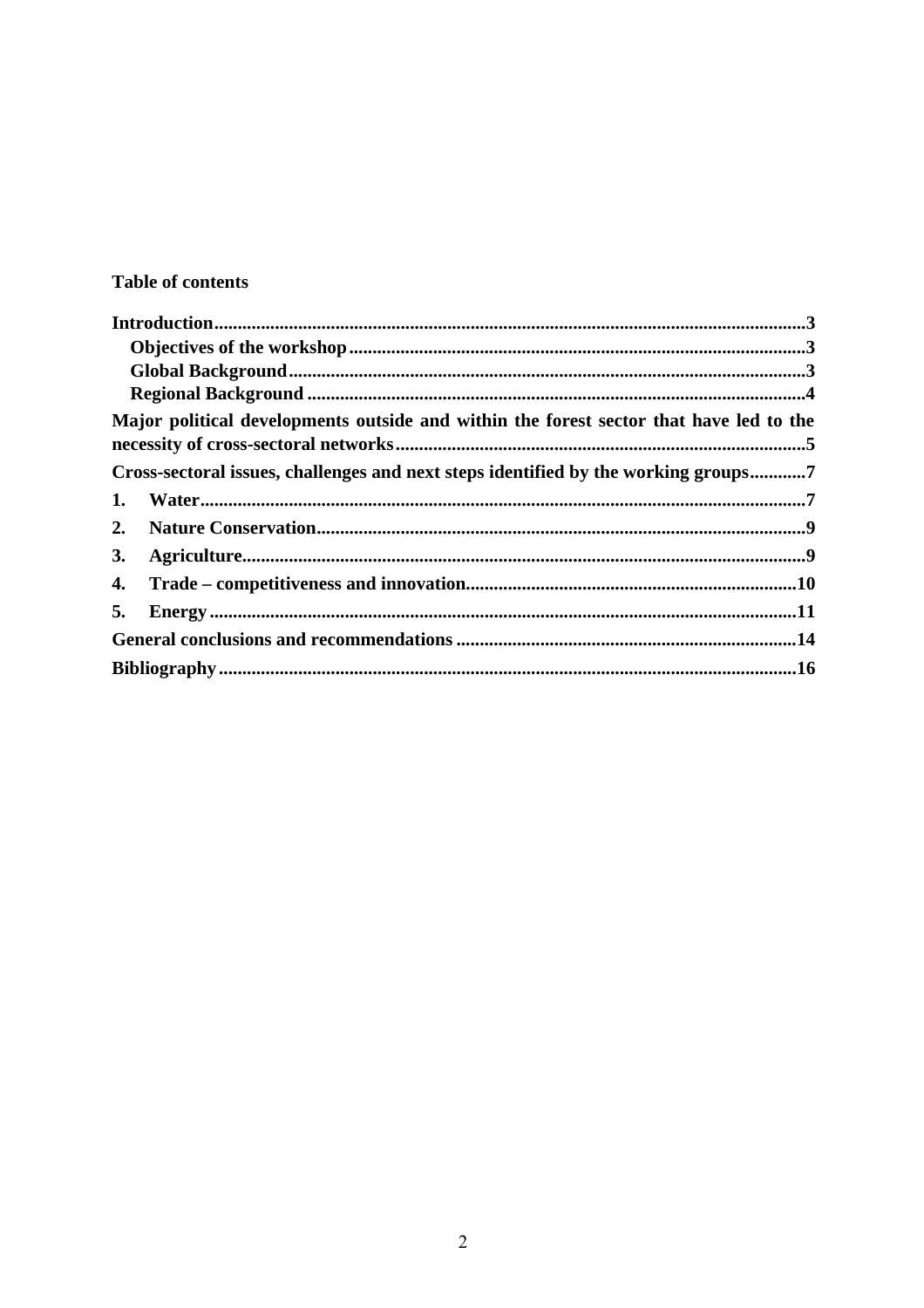**Table of contents**

**Introduction**...3
- **Objectives of the workshop**...3
- **Global Background**...3
- **Regional Background**...4

**Major political developments outside and within the forest sector that have led to the necessity of cross-sectoral networks**...5

**Cross-sectoral issues, challenges and next steps identified by the working groups**...7

1. **Water**...7
2. **Nature Conservation**...9
3. **Agriculture**...9
4. **Trade – competitiveness and innovation**...10
5. **Energy**...11

**General conclusions and recommendations**...14

**Bibliography**...16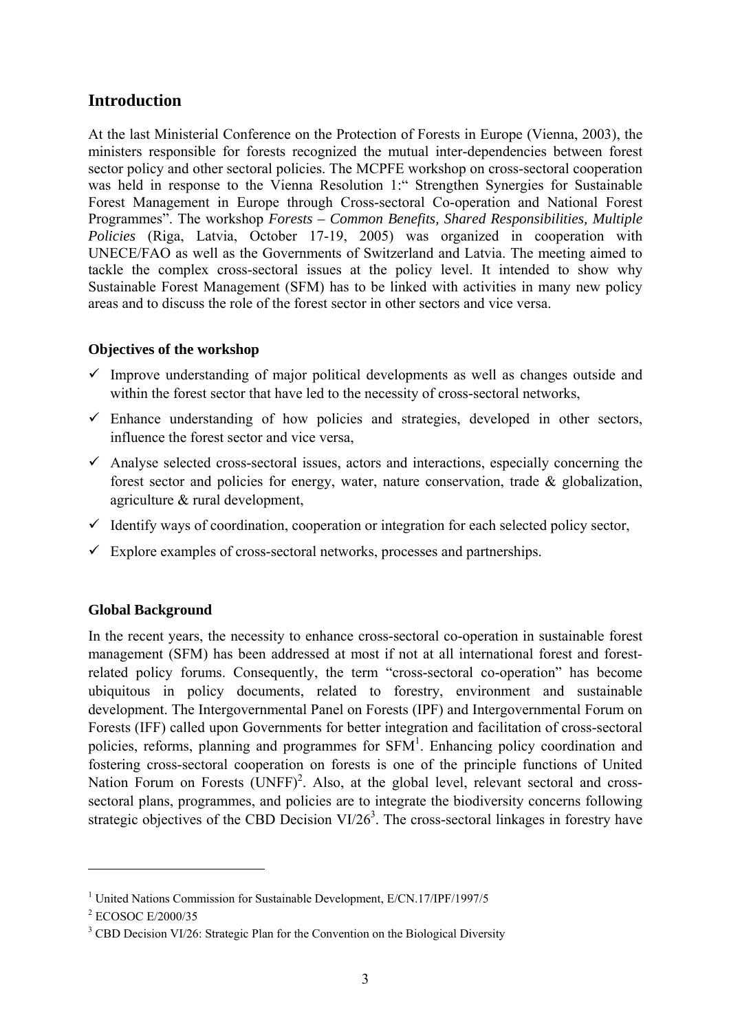## Introduction

At the last Ministerial Conference on the Protection of Forests in Europe (Vienna, 2003), the ministers responsible for forests recognized the mutual inter-dependencies between forest sector policy and other sectoral policies. The MCPFE workshop on cross-sectoral cooperation was held in response to the Vienna Resolution 1:" Strengthen Synergies for Sustainable Forest Management in Europe through Cross-sectoral Co-operation and National Forest Programmes". The workshop *Forests – Common Benefits, Shared Responsibilities, Multiple Policies* (Riga, Latvia, October 17-19, 2005) was organized in cooperation with UNECE/FAO as well as the Governments of Switzerland and Latvia. The meeting aimed to tackle the complex cross-sectoral issues at the policy level. It intended to show why Sustainable Forest Management (SFM) has to be linked with activities in many new policy areas and to discuss the role of the forest sector in other sectors and vice versa.

### Objectives of the workshop

- ✓ Improve understanding of major political developments as well as changes outside and within the forest sector that have led to the necessity of cross-sectoral networks,
- ✓ Enhance understanding of how policies and strategies, developed in other sectors, influence the forest sector and vice versa,
- ✓ Analyse selected cross-sectoral issues, actors and interactions, especially concerning the forest sector and policies for energy, water, nature conservation, trade & globalization, agriculture & rural development,
- ✓ Identify ways of coordination, cooperation or integration for each selected policy sector,
- ✓ Explore examples of cross-sectoral networks, processes and partnerships.

### Global Background

In the recent years, the necessity to enhance cross-sectoral co-operation in sustainable forest management (SFM) has been addressed at most if not at all international forest and forest-related policy forums. Consequently, the term "cross-sectoral co-operation" has become ubiquitous in policy documents, related to forestry, environment and sustainable development. The Intergovernmental Panel on Forests (IPF) and Intergovernmental Forum on Forests (IFF) called upon Governments for better integration and facilitation of cross-sectoral policies, reforms, planning and programmes for SFM[1]. Enhancing policy coordination and fostering cross-sectoral cooperation on forests is one of the principle functions of United Nation Forum on Forests (UNFF)[2]. Also, at the global level, relevant sectoral and cross-sectoral plans, programmes, and policies are to integrate the biodiversity concerns following strategic objectives of the CBD Decision VI/26[3]. The cross-sectoral linkages in forestry have

---

[1] United Nations Commission for Sustainable Development, E/CN.17/IPF/1997/5

[2] ECOSOC E/2000/35

[3] CBD Decision VI/26: Strategic Plan for the Convention on the Biological Diversity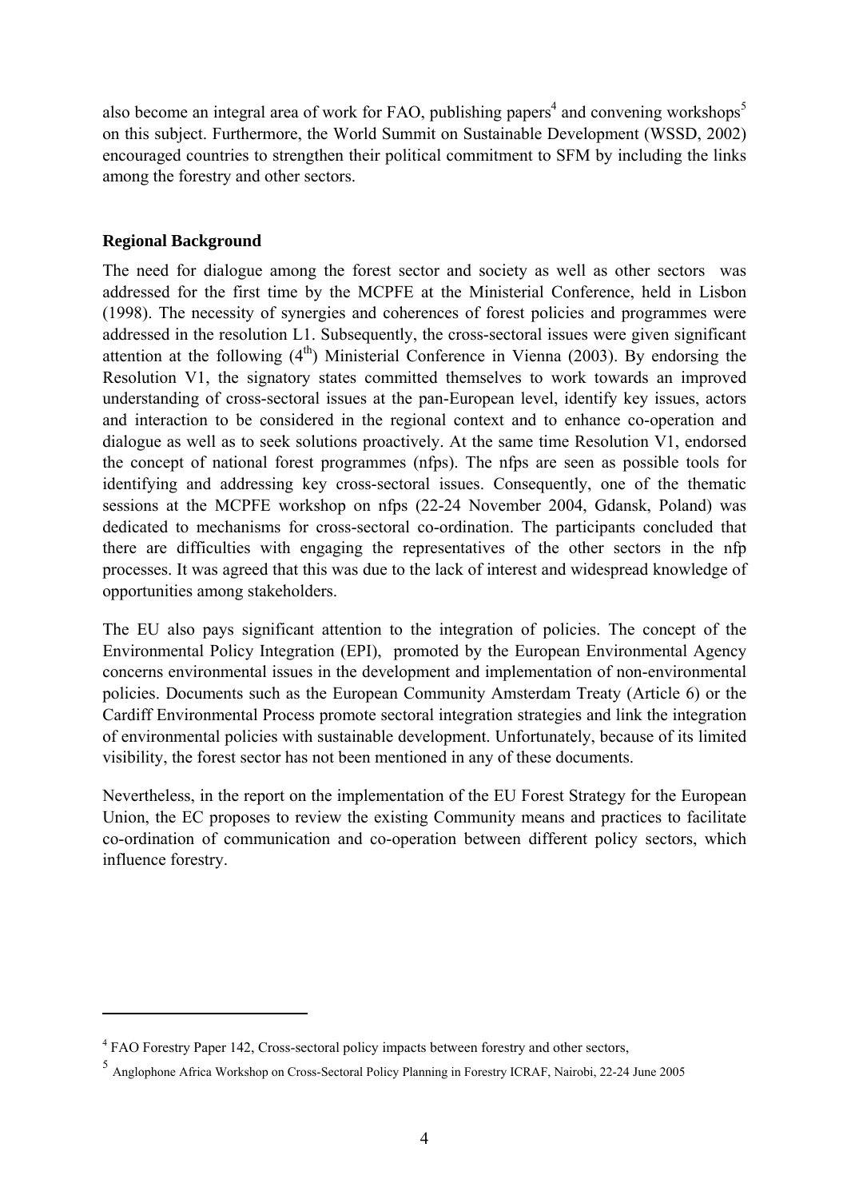also become an integral area of work for FAO, publishing papers[4] and convening workshops[5] on this subject. Furthermore, the World Summit on Sustainable Development (WSSD, 2002) encouraged countries to strengthen their political commitment to SFM by including the links among the forestry and other sectors.

**Regional Background**

The need for dialogue among the forest sector and society as well as other sectors was addressed for the first time by the MCPFE at the Ministerial Conference, held in Lisbon (1998). The necessity of synergies and coherences of forest policies and programmes were addressed in the resolution L1. Subsequently, the cross-sectoral issues were given significant attention at the following (4th) Ministerial Conference in Vienna (2003). By endorsing the Resolution V1, the signatory states committed themselves to work towards an improved understanding of cross-sectoral issues at the pan-European level, identify key issues, actors and interaction to be considered in the regional context and to enhance co-operation and dialogue as well as to seek solutions proactively. At the same time Resolution V1, endorsed the concept of national forest programmes (nfps). The nfps are seen as possible tools for identifying and addressing key cross-sectoral issues. Consequently, one of the thematic sessions at the MCPFE workshop on nfps (22-24 November 2004, Gdansk, Poland) was dedicated to mechanisms for cross-sectoral co-ordination. The participants concluded that there are difficulties with engaging the representatives of the other sectors in the nfp processes. It was agreed that this was due to the lack of interest and widespread knowledge of opportunities among stakeholders.

The EU also pays significant attention to the integration of policies. The concept of the Environmental Policy Integration (EPI), promoted by the European Environmental Agency concerns environmental issues in the development and implementation of non-environmental policies. Documents such as the European Community Amsterdam Treaty (Article 6) or the Cardiff Environmental Process promote sectoral integration strategies and link the integration of environmental policies with sustainable development. Unfortunately, because of its limited visibility, the forest sector has not been mentioned in any of these documents.

Nevertheless, in the report on the implementation of the EU Forest Strategy for the European Union, the EC proposes to review the existing Community means and practices to facilitate co-ordination of communication and co-operation between different policy sectors, which influence forestry.

---

[4] FAO Forestry Paper 142, Cross-sectoral policy impacts between forestry and other sectors,

[5] Anglophone Africa Workshop on Cross-Sectoral Policy Planning in Forestry ICRAF, Nairobi, 22-24 June 2005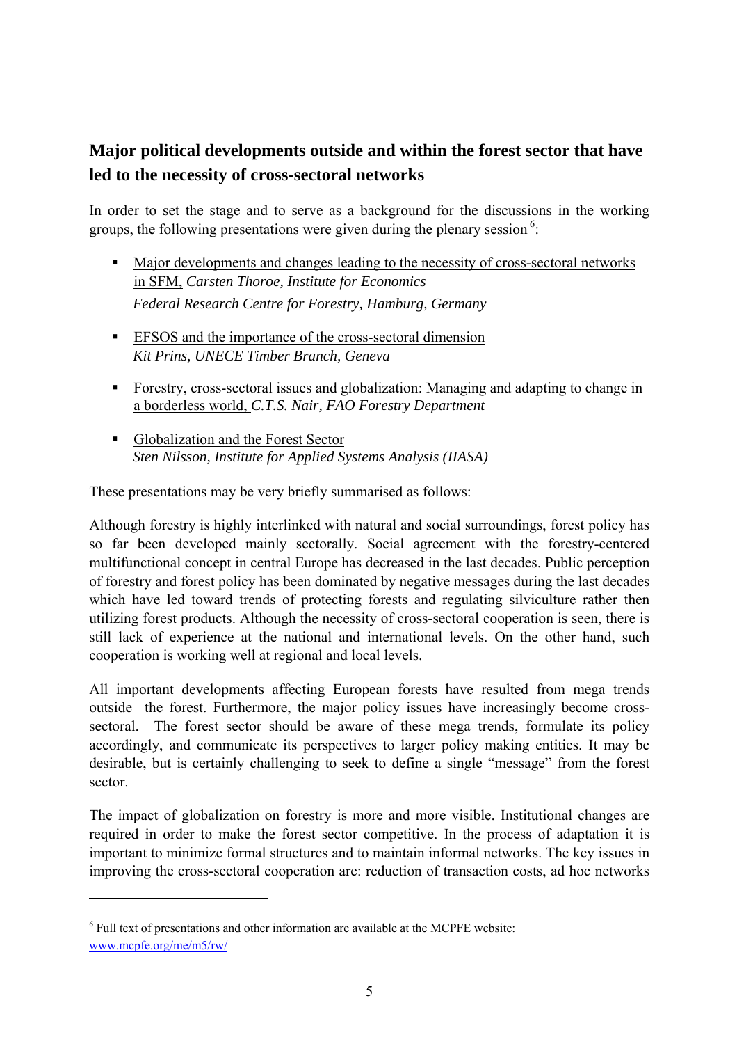## Major political developments outside and within the forest sector that have led to the necessity of cross-sectoral networks

In order to set the stage and to serve as a background for the discussions in the working groups, the following presentations were given during the plenary session [6]:

- Major developments and changes leading to the necessity of cross-sectoral networks in SFM, *Carsten Thoroe, Institute for Economics Federal Research Centre for Forestry, Hamburg, Germany*
- EFSOS and the importance of the cross-sectoral dimension *Kit Prins, UNECE Timber Branch, Geneva*
- Forestry, cross-sectoral issues and globalization: Managing and adapting to change in a borderless world, *C.T.S. Nair, FAO Forestry Department*
- Globalization and the Forest Sector *Sten Nilsson, Institute for Applied Systems Analysis (IIASA)*

These presentations may be very briefly summarised as follows:

Although forestry is highly interlinked with natural and social surroundings, forest policy has so far been developed mainly sectorally. Social agreement with the forestry-centered multifunctional concept in central Europe has decreased in the last decades. Public perception of forestry and forest policy has been dominated by negative messages during the last decades which have led toward trends of protecting forests and regulating silviculture rather then utilizing forest products. Although the necessity of cross-sectoral cooperation is seen, there is still lack of experience at the national and international levels. On the other hand, such cooperation is working well at regional and local levels.

All important developments affecting European forests have resulted from mega trends outside the forest. Furthermore, the major policy issues have increasingly become cross-sectoral. The forest sector should be aware of these mega trends, formulate its policy accordingly, and communicate its perspectives to larger policy making entities. It may be desirable, but is certainly challenging to seek to define a single "message" from the forest sector.

The impact of globalization on forestry is more and more visible. Institutional changes are required in order to make the forest sector competitive. In the process of adaptation it is important to minimize formal structures and to maintain informal networks. The key issues in improving the cross-sectoral cooperation are: reduction of transaction costs, ad hoc networks

---

[6] Full text of presentations and other information are available at the MCPFE website: www.mcpfe.org/me/m5/rw/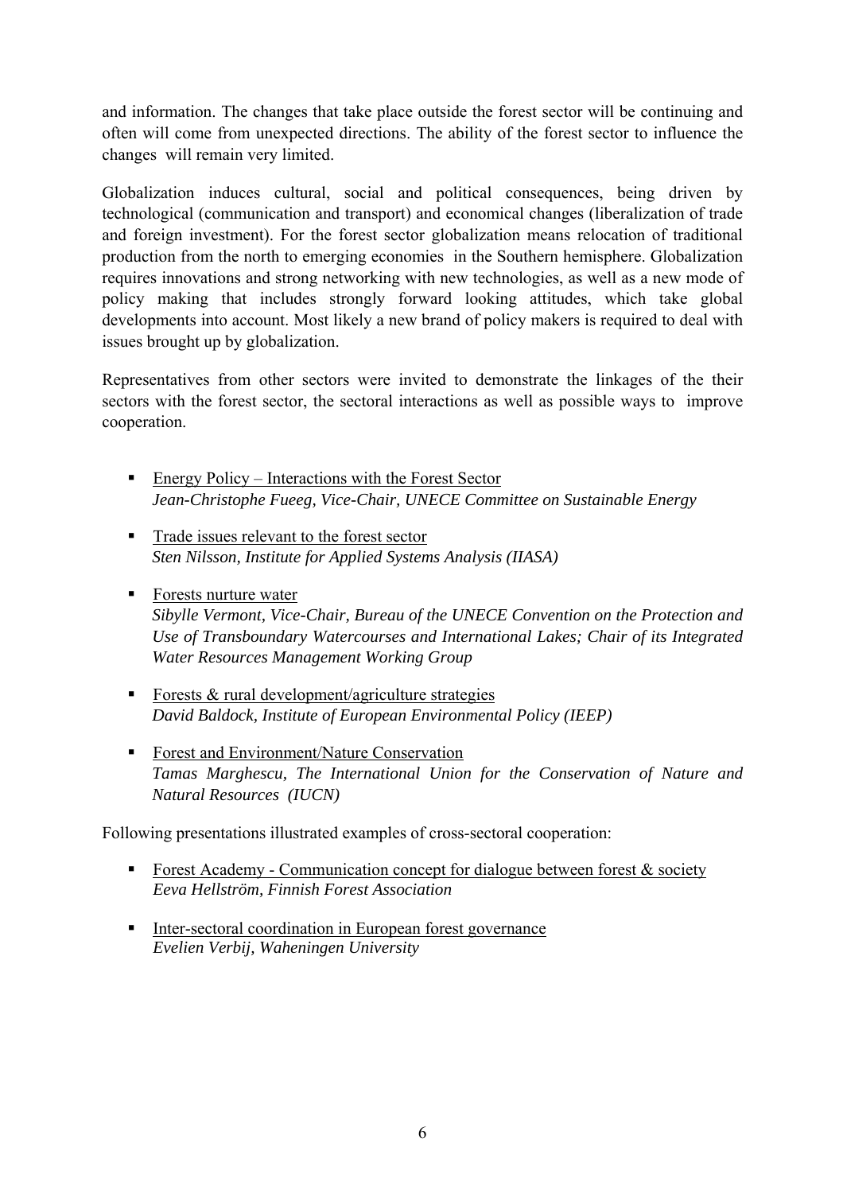and information. The changes that take place outside the forest sector will be continuing and often will come from unexpected directions. The ability of the forest sector to influence the changes will remain very limited.

Globalization induces cultural, social and political consequences, being driven by technological (communication and transport) and economical changes (liberalization of trade and foreign investment). For the forest sector globalization means relocation of traditional production from the north to emerging economies in the Southern hemisphere. Globalization requires innovations and strong networking with new technologies, as well as a new mode of policy making that includes strongly forward looking attitudes, which take global developments into account. Most likely a new brand of policy makers is required to deal with issues brought up by globalization.

Representatives from other sectors were invited to demonstrate the linkages of the their sectors with the forest sector, the sectoral interactions as well as possible ways to improve cooperation.

- Energy Policy – Interactions with the Forest Sector
  *Jean-Christophe Fueeg, Vice-Chair, UNECE Committee on Sustainable Energy*
- Trade issues relevant to the forest sector
  *Sten Nilsson, Institute for Applied Systems Analysis (IIASA)*
- Forests nurture water
  *Sibylle Vermont, Vice-Chair, Bureau of the UNECE Convention on the Protection and Use of Transboundary Watercourses and International Lakes; Chair of its Integrated Water Resources Management Working Group*
- Forests & rural development/agriculture strategies
  *David Baldock, Institute of European Environmental Policy (IEEP)*
- Forest and Environment/Nature Conservation
  *Tamas Marghescu, The International Union for the Conservation of Nature and Natural Resources (IUCN)*

Following presentations illustrated examples of cross-sectoral cooperation:

- Forest Academy - Communication concept for dialogue between forest & society
  *Eeva Hellström, Finnish Forest Association*
- Inter-sectoral coordination in European forest governance
  *Evelien Verbij, Waheningen University*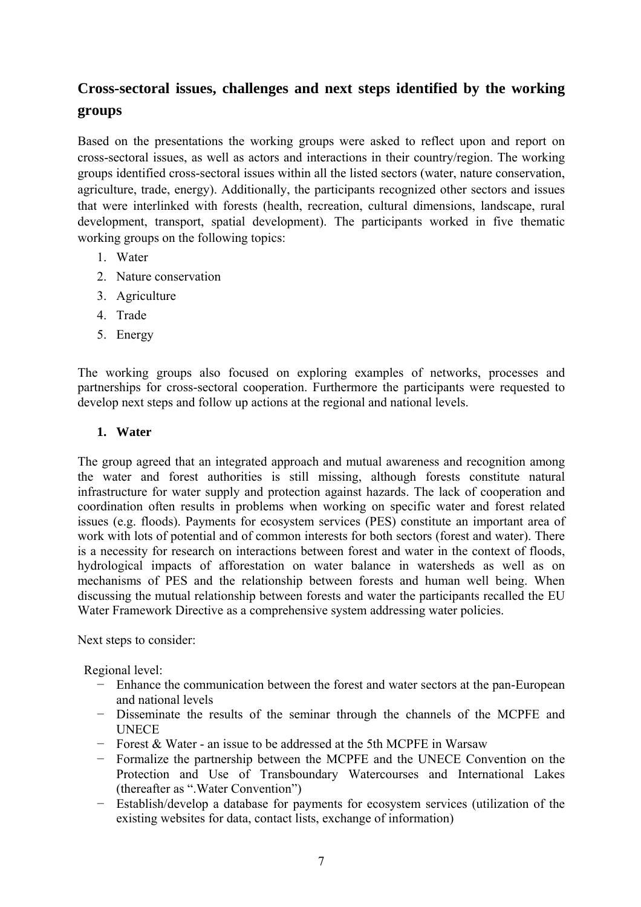## Cross-sectoral issues, challenges and next steps identified by the working groups

Based on the presentations the working groups were asked to reflect upon and report on cross-sectoral issues, as well as actors and interactions in their country/region. The working groups identified cross-sectoral issues within all the listed sectors (water, nature conservation, agriculture, trade, energy). Additionally, the participants recognized other sectors and issues that were interlinked with forests (health, recreation, cultural dimensions, landscape, rural development, transport, spatial development). The participants worked in five thematic working groups on the following topics:

1. Water
2. Nature conservation
3. Agriculture
4. Trade
5. Energy

The working groups also focused on exploring examples of networks, processes and partnerships for cross-sectoral cooperation. Furthermore the participants were requested to develop next steps and follow up actions at the regional and national levels.

### 1. Water

The group agreed that an integrated approach and mutual awareness and recognition among the water and forest authorities is still missing, although forests constitute natural infrastructure for water supply and protection against hazards. The lack of cooperation and coordination often results in problems when working on specific water and forest related issues (e.g. floods). Payments for ecosystem services (PES) constitute an important area of work with lots of potential and of common interests for both sectors (forest and water). There is a necessity for research on interactions between forest and water in the context of floods, hydrological impacts of afforestation on water balance in watersheds as well as on mechanisms of PES and the relationship between forests and human well being. When discussing the mutual relationship between forests and water the participants recalled the EU Water Framework Directive as a comprehensive system addressing water policies.

Next steps to consider:

Regional level:

- Enhance the communication between the forest and water sectors at the pan-European and national levels
- Disseminate the results of the seminar through the channels of the MCPFE and UNECE
- Forest & Water - an issue to be addressed at the 5th MCPFE in Warsaw
- Formalize the partnership between the MCPFE and the UNECE Convention on the Protection and Use of Transboundary Watercourses and International Lakes (thereafter as ".Water Convention")
- Establish/develop a database for payments for ecosystem services (utilization of the existing websites for data, contact lists, exchange of information)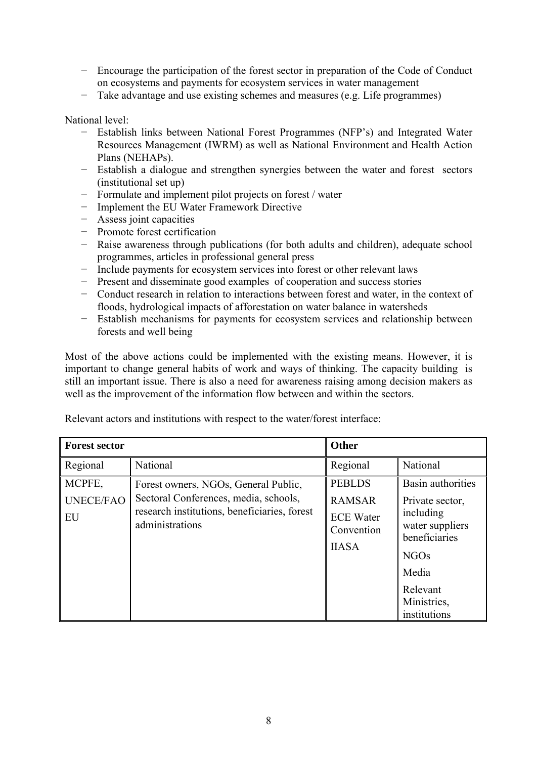- Encourage the participation of the forest sector in preparation of the Code of Conduct on ecosystems and payments for ecosystem services in water management
- Take advantage and use existing schemes and measures (e.g. Life programmes)

National level:

- Establish links between National Forest Programmes (NFP's) and Integrated Water Resources Management (IWRM) as well as National Environment and Health Action Plans (NEHAPs).
- Establish a dialogue and strengthen synergies between the water and forest sectors (institutional set up)
- Formulate and implement pilot projects on forest / water
- Implement the EU Water Framework Directive
- Assess joint capacities
- Promote forest certification
- Raise awareness through publications (for both adults and children), adequate school programmes, articles in professional general press
- Include payments for ecosystem services into forest or other relevant laws
- Present and disseminate good examples of cooperation and success stories
- Conduct research in relation to interactions between forest and water, in the context of floods, hydrological impacts of afforestation on water balance in watersheds
- Establish mechanisms for payments for ecosystem services and relationship between forests and well being

Most of the above actions could be implemented with the existing means. However, it is important to change general habits of work and ways of thinking. The capacity building is still an important issue. There is also a need for awareness raising among decision makers as well as the improvement of the information flow between and within the sectors.

Relevant actors and institutions with respect to the water/forest interface:

| **Forest sector** | | **Other** | |
|---|---|---|---|
| Regional | National | Regional | National |
| MCPFE,<br>UNECE/FAO<br>EU | Forest owners, NGOs, General Public, Sectoral Conferences, media, schools, research institutions, beneficiaries, forest administrations | PEBLDS<br>RAMSAR<br>ECE Water Convention<br>IIASA | Basin authorities<br>Private sector, including water suppliers beneficiaries<br>NGOs<br>Media<br>Relevant Ministries, institutions |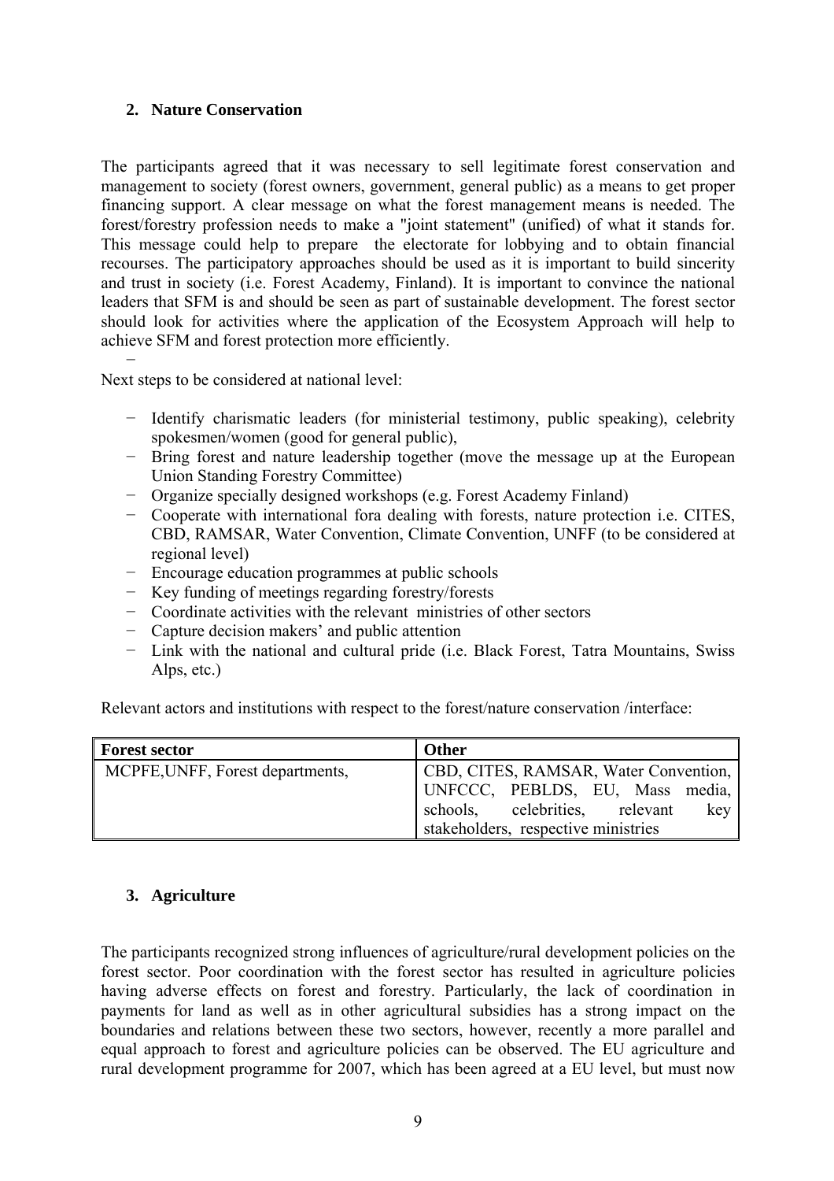## 2. Nature Conservation

The participants agreed that it was necessary to sell legitimate forest conservation and management to society (forest owners, government, general public) as a means to get proper financing support. A clear message on what the forest management means is needed. The forest/forestry profession needs to make a "joint statement" (unified) of what it stands for. This message could help to prepare the electorate for lobbying and to obtain financial recourses. The participatory approaches should be used as it is important to build sincerity and trust in society (i.e. Forest Academy, Finland). It is important to convince the national leaders that SFM is and should be seen as part of sustainable development. The forest sector should look for activities where the application of the Ecosystem Approach will help to achieve SFM and forest protection more efficiently.

Next steps to be considered at national level:

- Identify charismatic leaders (for ministerial testimony, public speaking), celebrity spokesmen/women (good for general public),
- Bring forest and nature leadership together (move the message up at the European Union Standing Forestry Committee)
- Organize specially designed workshops (e.g. Forest Academy Finland)
- Cooperate with international fora dealing with forests, nature protection i.e. CITES, CBD, RAMSAR, Water Convention, Climate Convention, UNFF (to be considered at regional level)
- Encourage education programmes at public schools
- Key funding of meetings regarding forestry/forests
- Coordinate activities with the relevant ministries of other sectors
- Capture decision makers' and public attention
- Link with the national and cultural pride (i.e. Black Forest, Tatra Mountains, Swiss Alps, etc.)

Relevant actors and institutions with respect to the forest/nature conservation /interface:

| Forest sector | Other |
|---|---|
| MCPFE,UNFF, Forest departments, | CBD, CITES, RAMSAR, Water Convention, UNFCCC, PEBLDS, EU, Mass media, schools, celebrities, relevant key stakeholders, respective ministries |

## 3. Agriculture

The participants recognized strong influences of agriculture/rural development policies on the forest sector. Poor coordination with the forest sector has resulted in agriculture policies having adverse effects on forest and forestry. Particularly, the lack of coordination in payments for land as well as in other agricultural subsidies has a strong impact on the boundaries and relations between these two sectors, however, recently a more parallel and equal approach to forest and agriculture policies can be observed. The EU agriculture and rural development programme for 2007, which has been agreed at a EU level, but must now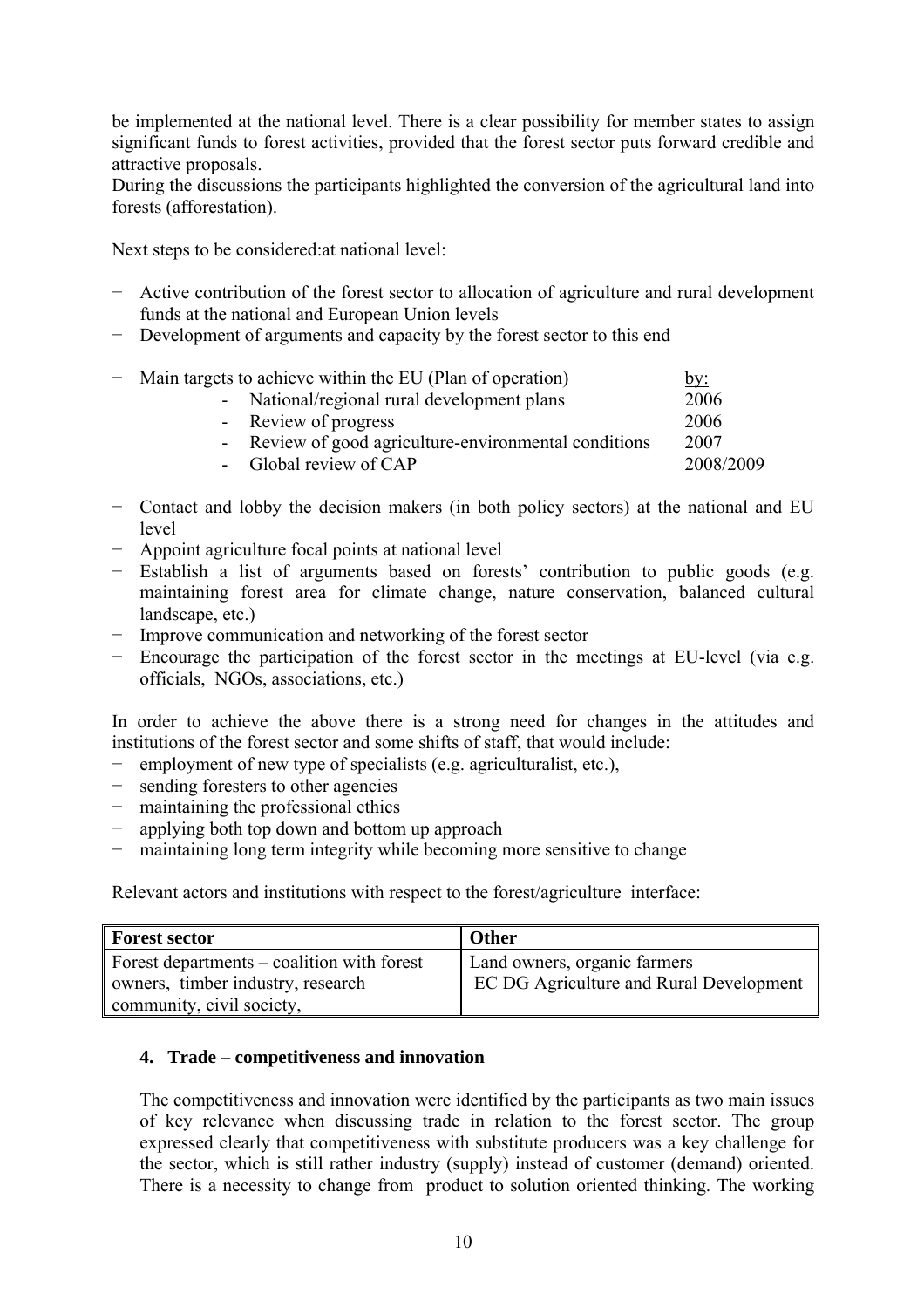be implemented at the national level. There is a clear possibility for member states to assign significant funds to forest activities, provided that the forest sector puts forward credible and attractive proposals.
During the discussions the participants highlighted the conversion of the agricultural land into forests (afforestation).

Next steps to be considered:at national level:

- Active contribution of the forest sector to allocation of agriculture and rural development funds at the national and European Union levels
- Development of arguments and capacity by the forest sector to this end

- Main targets to achieve within the EU (Plan of operation) by:
    - National/regional rural development plans 2006
    - Review of progress 2006
    - Review of good agriculture-environmental conditions 2007
    - Global review of CAP 2008/2009

- Contact and lobby the decision makers (in both policy sectors) at the national and EU level
- Appoint agriculture focal points at national level
- Establish a list of arguments based on forests' contribution to public goods (e.g. maintaining forest area for climate change, nature conservation, balanced cultural landscape, etc.)
- Improve communication and networking of the forest sector
- Encourage the participation of the forest sector in the meetings at EU-level (via e.g. officials, NGOs, associations, etc.)

In order to achieve the above there is a strong need for changes in the attitudes and institutions of the forest sector and some shifts of staff, that would include:

- employment of new type of specialists (e.g. agriculturalist, etc.),
- sending foresters to other agencies
- maintaining the professional ethics
- applying both top down and bottom up approach
- maintaining long term integrity while becoming more sensitive to change

Relevant actors and institutions with respect to the forest/agriculture interface:

| Forest sector | Other |
|---|---|
| Forest departments – coalition with forest owners, timber industry, research community, civil society, | Land owners, organic farmers<br>EC DG Agriculture and Rural Development |

#### 4. Trade – competitiveness and innovation

The competitiveness and innovation were identified by the participants as two main issues of key relevance when discussing trade in relation to the forest sector. The group expressed clearly that competitiveness with substitute producers was a key challenge for the sector, which is still rather industry (supply) instead of customer (demand) oriented. There is a necessity to change from product to solution oriented thinking. The working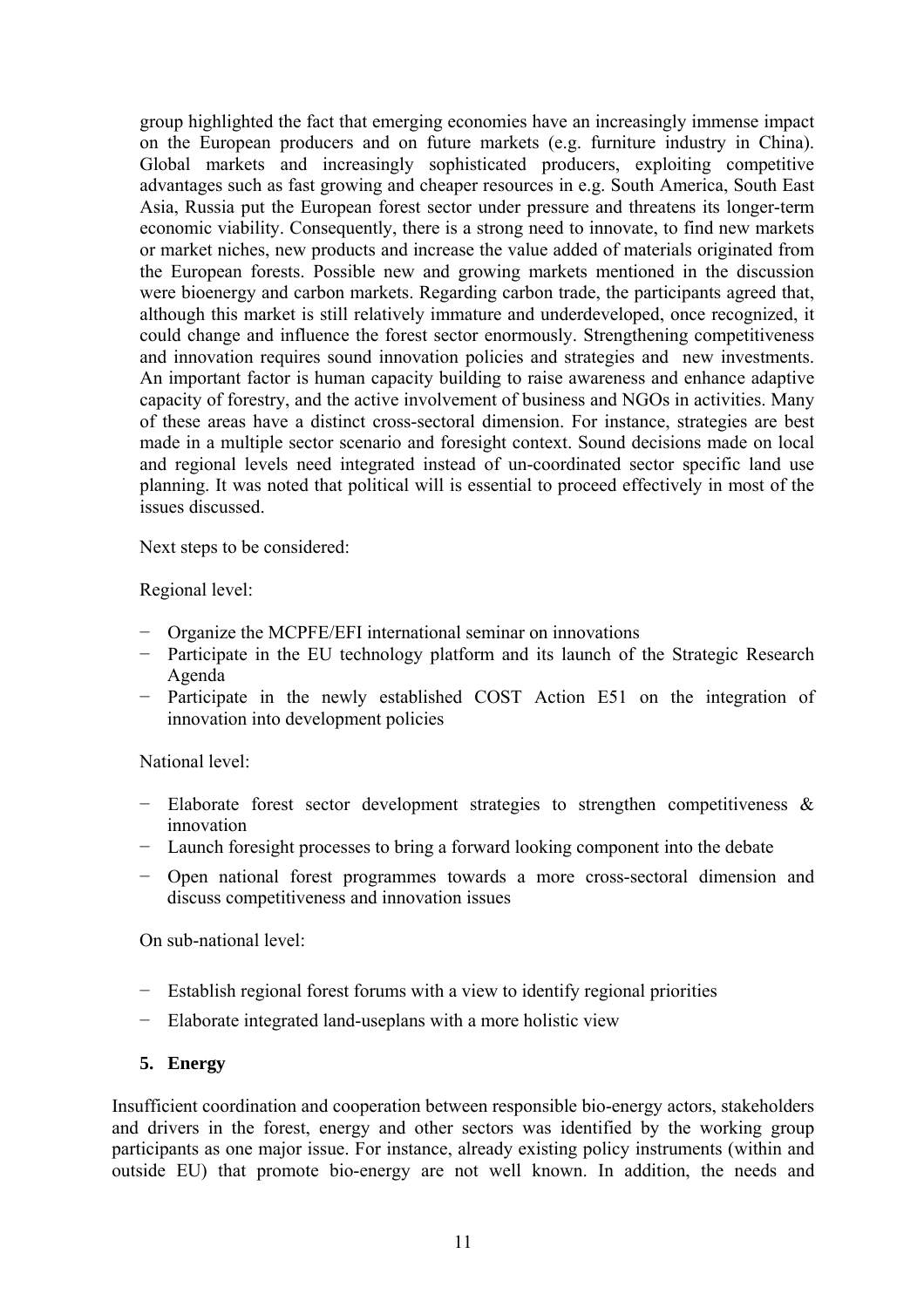group highlighted the fact that emerging economies have an increasingly immense impact on the European producers and on future markets (e.g. furniture industry in China). Global markets and increasingly sophisticated producers, exploiting competitive advantages such as fast growing and cheaper resources in e.g. South America, South East Asia, Russia put the European forest sector under pressure and threatens its longer-term economic viability. Consequently, there is a strong need to innovate, to find new markets or market niches, new products and increase the value added of materials originated from the European forests. Possible new and growing markets mentioned in the discussion were bioenergy and carbon markets. Regarding carbon trade, the participants agreed that, although this market is still relatively immature and underdeveloped, once recognized, it could change and influence the forest sector enormously. Strengthening competitiveness and innovation requires sound innovation policies and strategies and new investments. An important factor is human capacity building to raise awareness and enhance adaptive capacity of forestry, and the active involvement of business and NGOs in activities. Many of these areas have a distinct cross-sectoral dimension. For instance, strategies are best made in a multiple sector scenario and foresight context. Sound decisions made on local and regional levels need integrated instead of un-coordinated sector specific land use planning. It was noted that political will is essential to proceed effectively in most of the issues discussed.

Next steps to be considered:

Regional level:

- Organize the MCPFE/EFI international seminar on innovations
- Participate in the EU technology platform and its launch of the Strategic Research Agenda
- Participate in the newly established COST Action E51 on the integration of innovation into development policies

National level:

- Elaborate forest sector development strategies to strengthen competitiveness & innovation
- Launch foresight processes to bring a forward looking component into the debate
- Open national forest programmes towards a more cross-sectoral dimension and discuss competitiveness and innovation issues

On sub-national level:

- Establish regional forest forums with a view to identify regional priorities
- Elaborate integrated land-useplans with a more holistic view

## 5. Energy

Insufficient coordination and cooperation between responsible bio-energy actors, stakeholders and drivers in the forest, energy and other sectors was identified by the working group participants as one major issue. For instance, already existing policy instruments (within and outside EU) that promote bio-energy are not well known. In addition, the needs and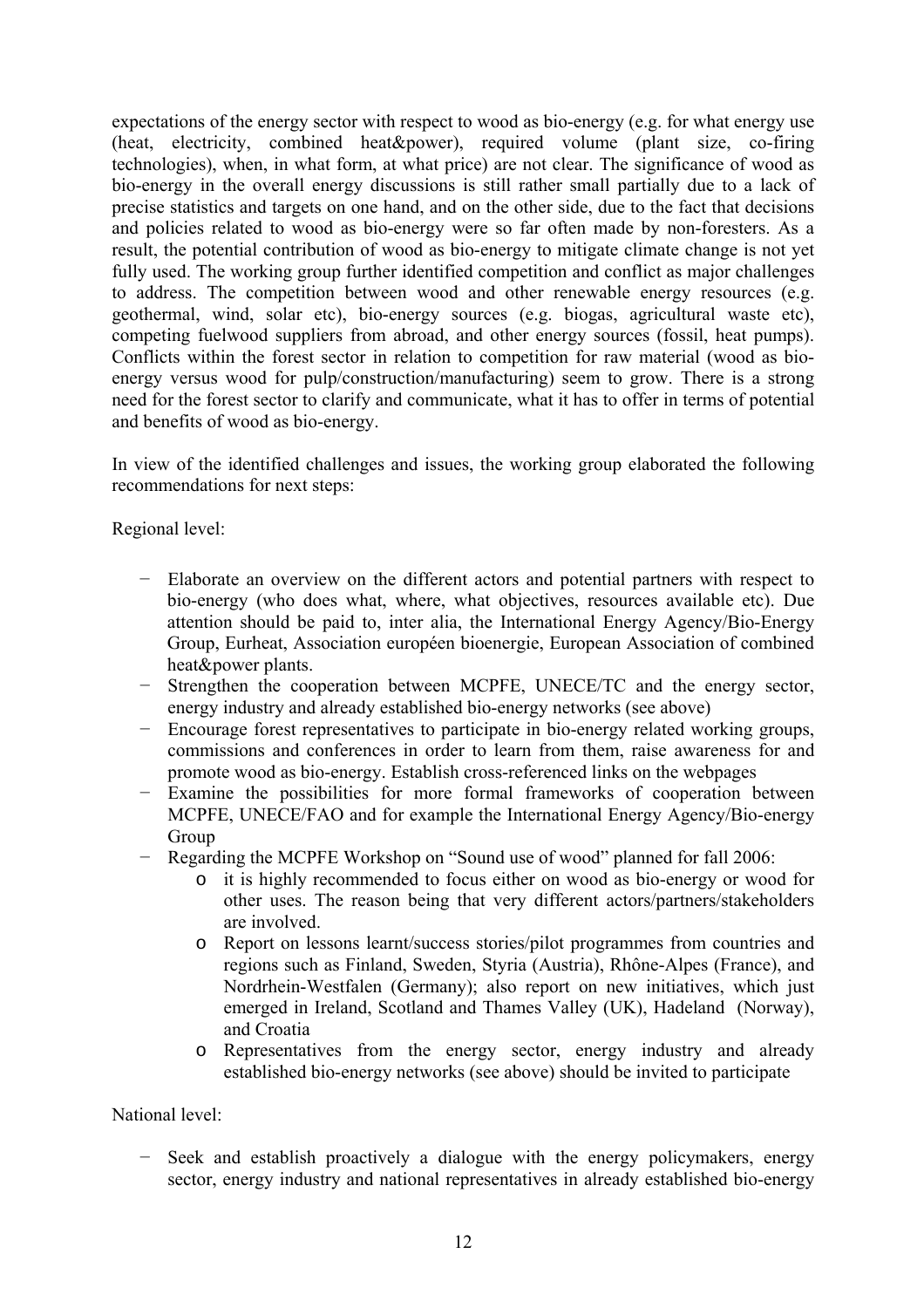expectations of the energy sector with respect to wood as bio-energy (e.g. for what energy use (heat, electricity, combined heat&power), required volume (plant size, co-firing technologies), when, in what form, at what price) are not clear. The significance of wood as bio-energy in the overall energy discussions is still rather small partially due to a lack of precise statistics and targets on one hand, and on the other side, due to the fact that decisions and policies related to wood as bio-energy were so far often made by non-foresters. As a result, the potential contribution of wood as bio-energy to mitigate climate change is not yet fully used. The working group further identified competition and conflict as major challenges to address. The competition between wood and other renewable energy resources (e.g. geothermal, wind, solar etc), bio-energy sources (e.g. biogas, agricultural waste etc), competing fuelwood suppliers from abroad, and other energy sources (fossil, heat pumps). Conflicts within the forest sector in relation to competition for raw material (wood as bio-energy versus wood for pulp/construction/manufacturing) seem to grow. There is a strong need for the forest sector to clarify and communicate, what it has to offer in terms of potential and benefits of wood as bio-energy.

In view of the identified challenges and issues, the working group elaborated the following recommendations for next steps:

Regional level:

- Elaborate an overview on the different actors and potential partners with respect to bio-energy (who does what, where, what objectives, resources available etc). Due attention should be paid to, inter alia, the International Energy Agency/Bio-Energy Group, Eurheat, Association européen bioenergie, European Association of combined heat&power plants.
- Strengthen the cooperation between MCPFE, UNECE/TC and the energy sector, energy industry and already established bio-energy networks (see above)
- Encourage forest representatives to participate in bio-energy related working groups, commissions and conferences in order to learn from them, raise awareness for and promote wood as bio-energy. Establish cross-referenced links on the webpages
- Examine the possibilities for more formal frameworks of cooperation between MCPFE, UNECE/FAO and for example the International Energy Agency/Bio-energy Group
- Regarding the MCPFE Workshop on "Sound use of wood" planned for fall 2006:
    - it is highly recommended to focus either on wood as bio-energy or wood for other uses. The reason being that very different actors/partners/stakeholders are involved.
    - Report on lessons learnt/success stories/pilot programmes from countries and regions such as Finland, Sweden, Styria (Austria), Rhône-Alpes (France), and Nordrhein-Westfalen (Germany); also report on new initiatives, which just emerged in Ireland, Scotland and Thames Valley (UK), Hadeland (Norway), and Croatia
    - Representatives from the energy sector, energy industry and already established bio-energy networks (see above) should be invited to participate

National level:

- Seek and establish proactively a dialogue with the energy policymakers, energy sector, energy industry and national representatives in already established bio-energy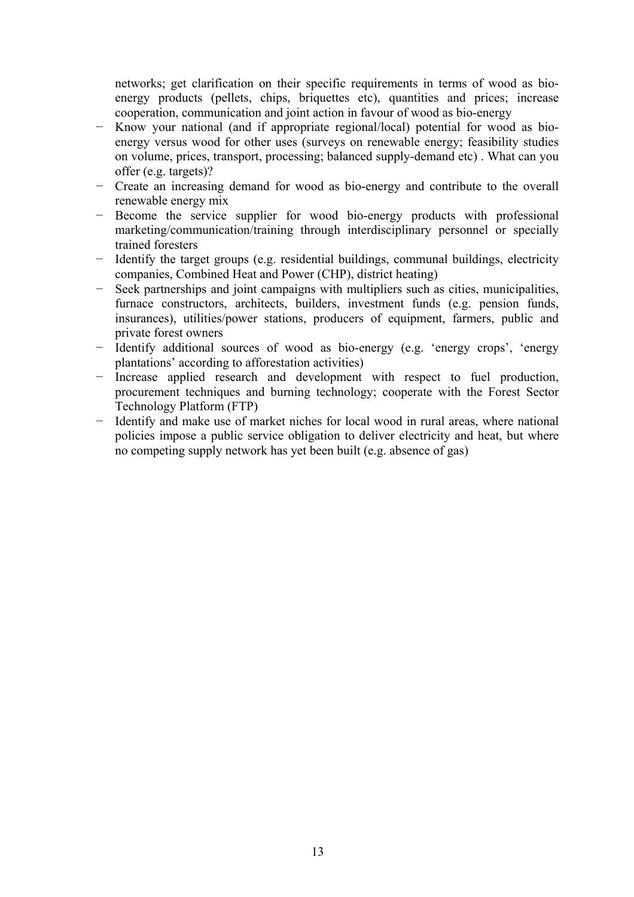networks; get clarification on their specific requirements in terms of wood as bio-energy products (pellets, chips, briquettes etc), quantities and prices; increase cooperation, communication and joint action in favour of wood as bio-energy

- Know your national (and if appropriate regional/local) potential for wood as bio-energy versus wood for other uses (surveys on renewable energy; feasibility studies on volume, prices, transport, processing; balanced supply-demand etc) . What can you offer (e.g. targets)?
- Create an increasing demand for wood as bio-energy and contribute to the overall renewable energy mix
- Become the service supplier for wood bio-energy products with professional marketing/communication/training through interdisciplinary personnel or specially trained foresters
- Identify the target groups (e.g. residential buildings, communal buildings, electricity companies, Combined Heat and Power (CHP), district heating)
- Seek partnerships and joint campaigns with multipliers such as cities, municipalities, furnace constructors, architects, builders, investment funds (e.g. pension funds, insurances), utilities/power stations, producers of equipment, farmers, public and private forest owners
- Identify additional sources of wood as bio-energy (e.g. 'energy crops', 'energy plantations' according to afforestation activities)
- Increase applied research and development with respect to fuel production, procurement techniques and burning technology; cooperate with the Forest Sector Technology Platform (FTP)
- Identify and make use of market niches for local wood in rural areas, where national policies impose a public service obligation to deliver electricity and heat, but where no competing supply network has yet been built (e.g. absence of gas)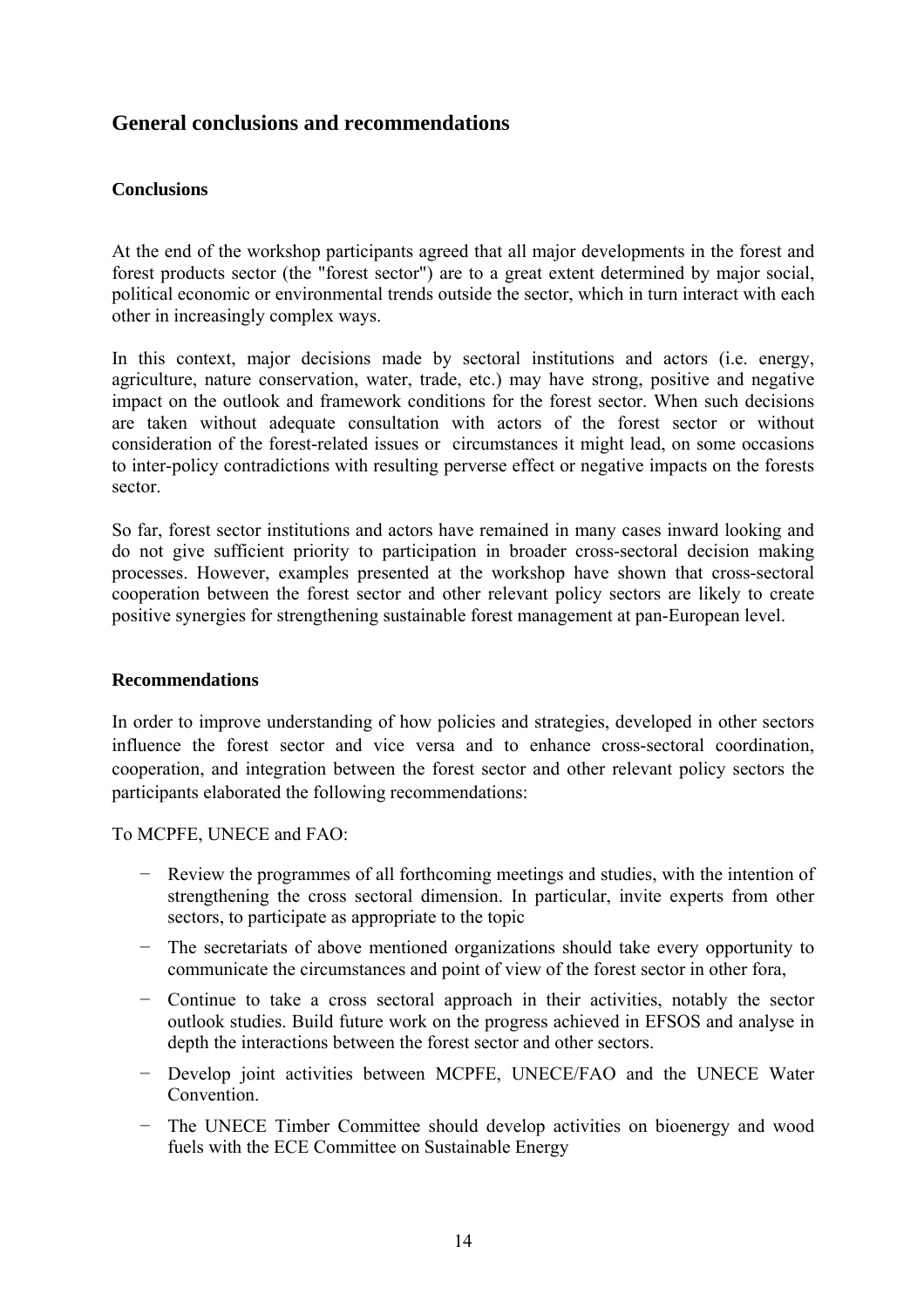## General conclusions and recommendations

### Conclusions

At the end of the workshop participants agreed that all major developments in the forest and forest products sector (the "forest sector") are to a great extent determined by major social, political economic or environmental trends outside the sector, which in turn interact with each other in increasingly complex ways.

In this context, major decisions made by sectoral institutions and actors (i.e. energy, agriculture, nature conservation, water, trade, etc.) may have strong, positive and negative impact on the outlook and framework conditions for the forest sector. When such decisions are taken without adequate consultation with actors of the forest sector or without consideration of the forest-related issues or circumstances it might lead, on some occasions to inter-policy contradictions with resulting perverse effect or negative impacts on the forests sector.

So far, forest sector institutions and actors have remained in many cases inward looking and do not give sufficient priority to participation in broader cross-sectoral decision making processes. However, examples presented at the workshop have shown that cross-sectoral cooperation between the forest sector and other relevant policy sectors are likely to create positive synergies for strengthening sustainable forest management at pan-European level.

### Recommendations

In order to improve understanding of how policies and strategies, developed in other sectors influence the forest sector and vice versa and to enhance cross-sectoral coordination, cooperation, and integration between the forest sector and other relevant policy sectors the participants elaborated the following recommendations:

To MCPFE, UNECE and FAO:

- Review the programmes of all forthcoming meetings and studies, with the intention of strengthening the cross sectoral dimension. In particular, invite experts from other sectors, to participate as appropriate to the topic
- The secretariats of above mentioned organizations should take every opportunity to communicate the circumstances and point of view of the forest sector in other fora,
- Continue to take a cross sectoral approach in their activities, notably the sector outlook studies. Build future work on the progress achieved in EFSOS and analyse in depth the interactions between the forest sector and other sectors.
- Develop joint activities between MCPFE, UNECE/FAO and the UNECE Water Convention.
- The UNECE Timber Committee should develop activities on bioenergy and wood fuels with the ECE Committee on Sustainable Energy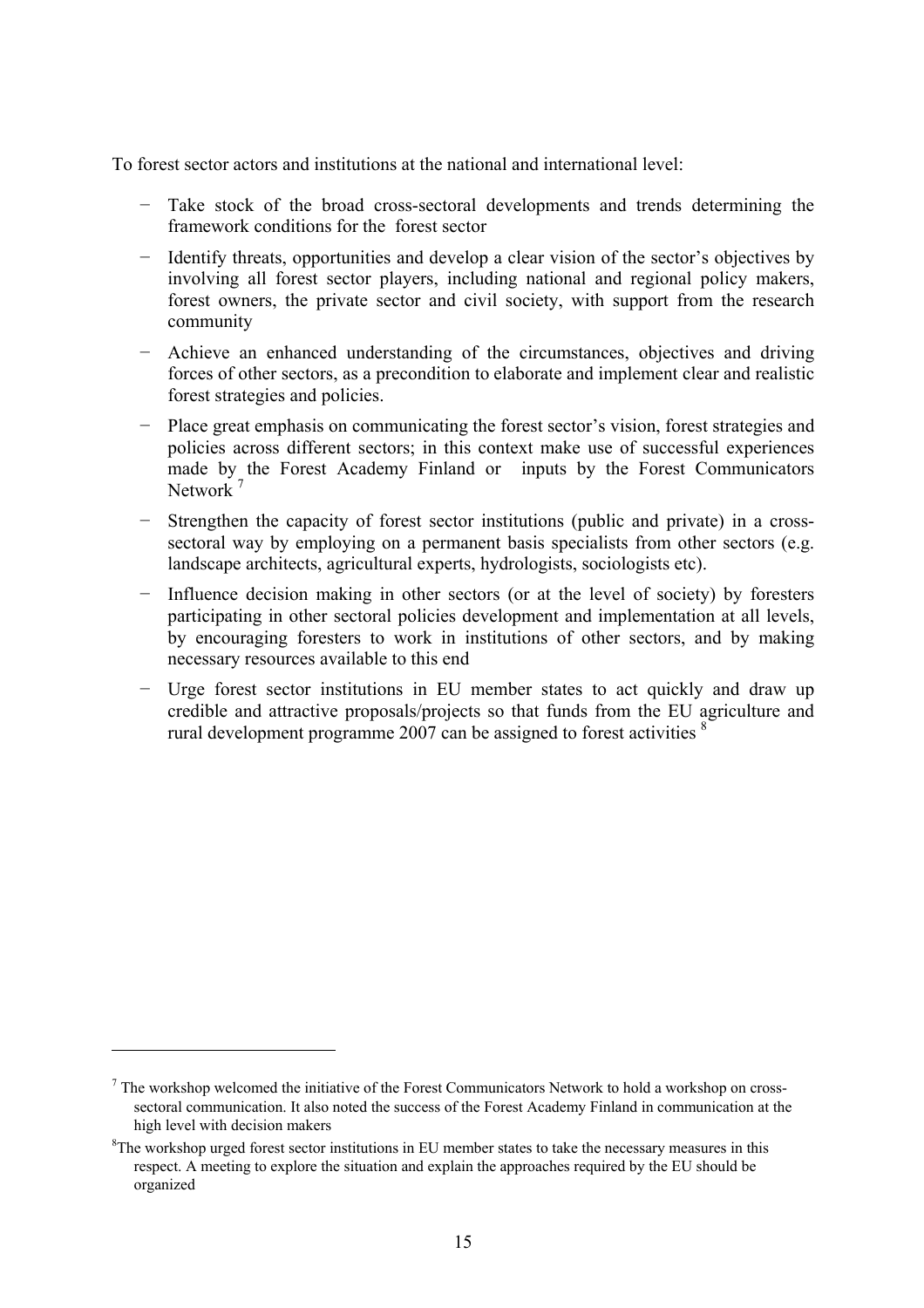To forest sector actors and institutions at the national and international level:

- Take stock of the broad cross-sectoral developments and trends determining the framework conditions for the forest sector
- Identify threats, opportunities and develop a clear vision of the sector's objectives by involving all forest sector players, including national and regional policy makers, forest owners, the private sector and civil society, with support from the research community
- Achieve an enhanced understanding of the circumstances, objectives and driving forces of other sectors, as a precondition to elaborate and implement clear and realistic forest strategies and policies.
- Place great emphasis on communicating the forest sector's vision, forest strategies and policies across different sectors; in this context make use of successful experiences made by the Forest Academy Finland or inputs by the Forest Communicators Network [7]
- Strengthen the capacity of forest sector institutions (public and private) in a cross-sectoral way by employing on a permanent basis specialists from other sectors (e.g. landscape architects, agricultural experts, hydrologists, sociologists etc).
- Influence decision making in other sectors (or at the level of society) by foresters participating in other sectoral policies development and implementation at all levels, by encouraging foresters to work in institutions of other sectors, and by making necessary resources available to this end
- Urge forest sector institutions in EU member states to act quickly and draw up credible and attractive proposals/projects so that funds from the EU agriculture and rural development programme 2007 can be assigned to forest activities [8]

---

[7] The workshop welcomed the initiative of the Forest Communicators Network to hold a workshop on cross-sectoral communication. It also noted the success of the Forest Academy Finland in communication at the high level with decision makers

[8] The workshop urged forest sector institutions in EU member states to take the necessary measures in this respect. A meeting to explore the situation and explain the approaches required by the EU should be organized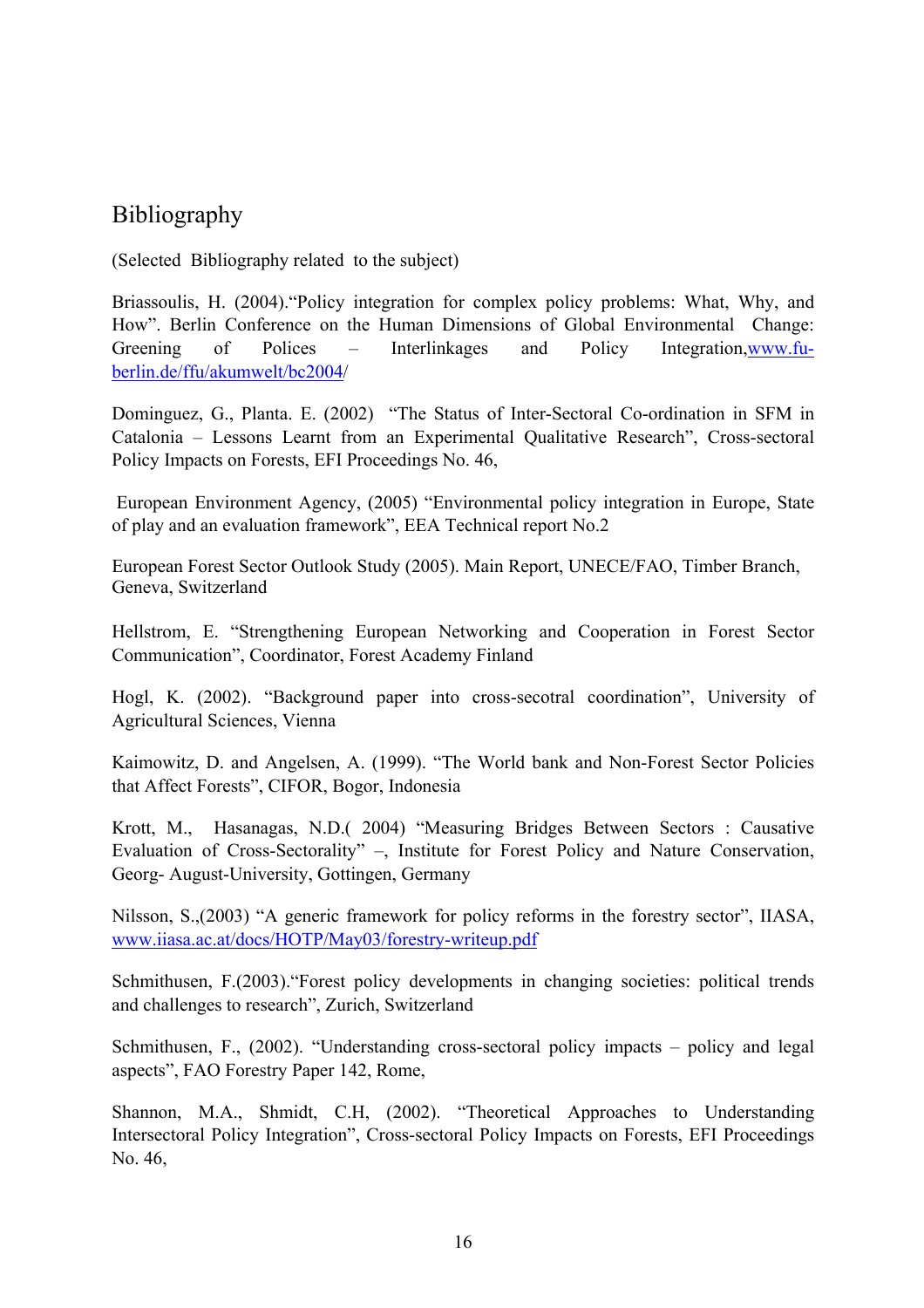# Bibliography

(Selected Bibliography related to the subject)

Briassoulis, H. (2004).“Policy integration for complex policy problems: What, Why, and How”. Berlin Conference on the Human Dimensions of Global Environmental Change: Greening of Polices – Interlinkages and Policy Integration,www.fu-berlin.de/ffu/akumwelt/bc2004/

Dominguez, G., Planta. E. (2002) “The Status of Inter-Sectoral Co-ordination in SFM in Catalonia – Lessons Learnt from an Experimental Qualitative Research”, Cross-sectoral Policy Impacts on Forests, EFI Proceedings No. 46,

European Environment Agency, (2005) “Environmental policy integration in Europe, State of play and an evaluation framework”, EEA Technical report No.2

European Forest Sector Outlook Study (2005). Main Report, UNECE/FAO, Timber Branch, Geneva, Switzerland

Hellstrom, E. “Strengthening European Networking and Cooperation in Forest Sector Communication”, Coordinator, Forest Academy Finland

Hogl, K. (2002). “Background paper into cross-secotral coordination”, University of Agricultural Sciences, Vienna

Kaimowitz, D. and Angelsen, A. (1999). “The World bank and Non-Forest Sector Policies that Affect Forests”, CIFOR, Bogor, Indonesia

Krott, M., Hasanagas, N.D.( 2004) “Measuring Bridges Between Sectors : Causative Evaluation of Cross-Sectorality” –, Institute for Forest Policy and Nature Conservation, Georg- August-University, Gottingen, Germany

Nilsson, S.,(2003) “A generic framework for policy reforms in the forestry sector”, IIASA, www.iiasa.ac.at/docs/HOTP/May03/forestry-writeup.pdf

Schmithusen, F.(2003).“Forest policy developments in changing societies: political trends and challenges to research”, Zurich, Switzerland

Schmithusen, F., (2002). “Understanding cross-sectoral policy impacts – policy and legal aspects”, FAO Forestry Paper 142, Rome,

Shannon, M.A., Shmidt, C.H, (2002). “Theoretical Approaches to Understanding Intersectoral Policy Integration”, Cross-sectoral Policy Impacts on Forests, EFI Proceedings No. 46,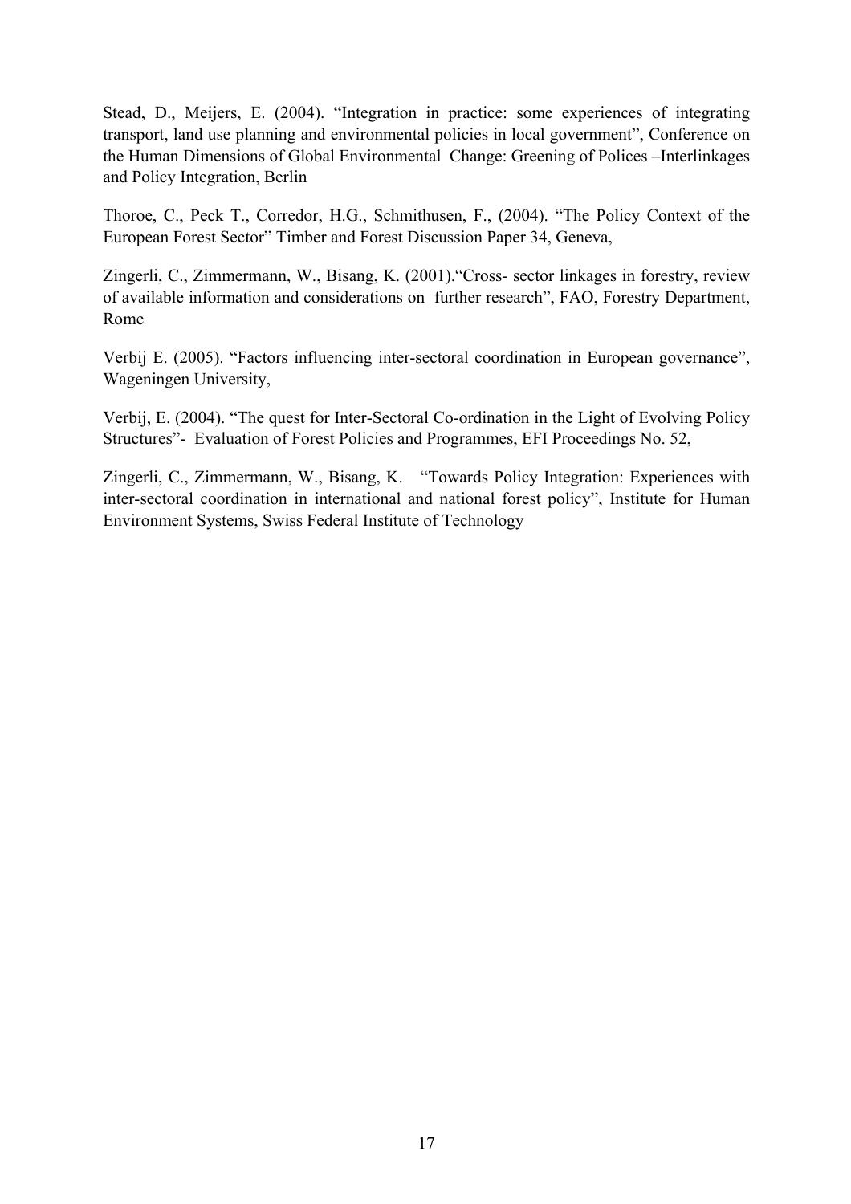Stead, D., Meijers, E. (2004). "Integration in practice: some experiences of integrating transport, land use planning and environmental policies in local government", Conference on the Human Dimensions of Global Environmental Change: Greening of Polices –Interlinkages and Policy Integration, Berlin

Thoroe, C., Peck T., Corredor, H.G., Schmithusen, F., (2004). "The Policy Context of the European Forest Sector" Timber and Forest Discussion Paper 34, Geneva,

Zingerli, C., Zimmermann, W., Bisang, K. (2001)."Cross- sector linkages in forestry, review of available information and considerations on further research", FAO, Forestry Department, Rome

Verbij E. (2005). "Factors influencing inter-sectoral coordination in European governance", Wageningen University,

Verbij, E. (2004). "The quest for Inter-Sectoral Co-ordination in the Light of Evolving Policy Structures"- Evaluation of Forest Policies and Programmes, EFI Proceedings No. 52,

Zingerli, C., Zimmermann, W., Bisang, K. "Towards Policy Integration: Experiences with inter-sectoral coordination in international and national forest policy", Institute for Human Environment Systems, Swiss Federal Institute of Technology